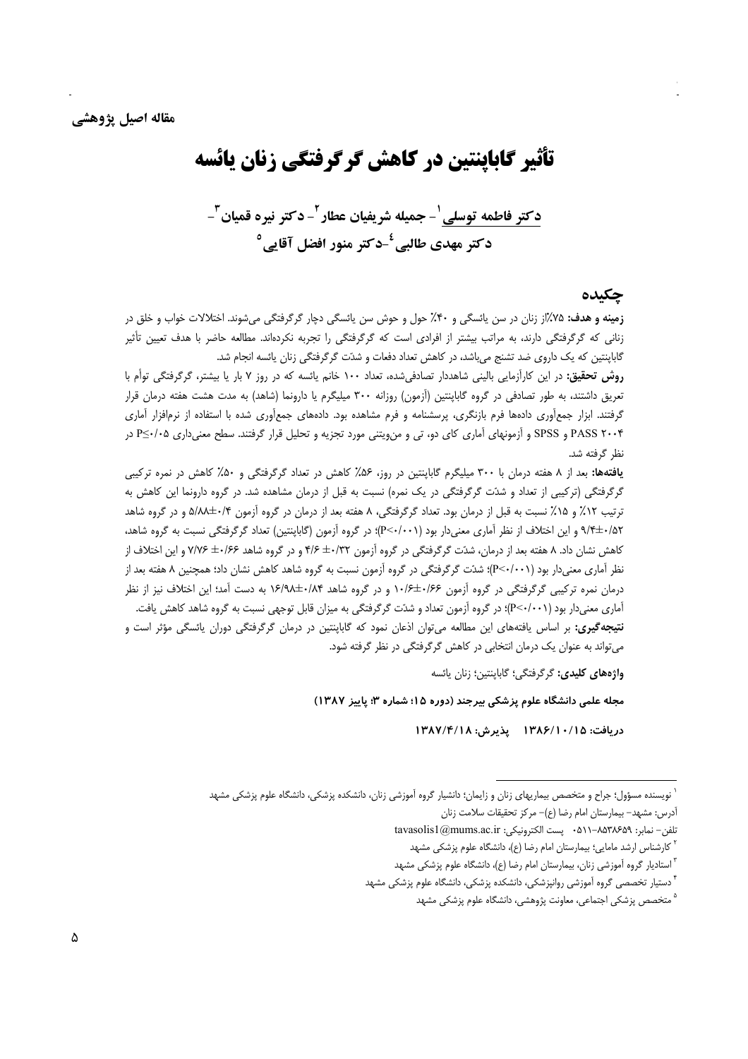مقاله اصیل پژوهشی

# تأثیر گاباپنتین در کاهش گرگرفتگی زنان یائسه

**دکتر فاطمه توسلی[1]- جمیله شریفیان عطار[2]- دکتر نیره قمیان[3]- دکتر مهدی طالبی[4]-دکتر منور افضل آقایی[5]**

## چکیده

**زمینه و هدف:** ۷۵٪از زنان در سن یائسگی و ۴۰٪ حول و حوش سن یائسگی دچار گرگرفتگی می‌شوند. اختلالات خواب و خلق در زنانی که گرگرفتگی دارند، به مراتب بیشتر از افرادی است که گرگرفتگی را تجربه نکرده‌اند. مطالعه حاضر با هدف تعیین تأثیر گاباپنتین که یک داروی ضد تشنج می‌باشد، در کاهش تعداد دفعات و شدّت گرگرفتگی زنان یائسه انجام شد.

**روش تحقیق:** در این کارآزمایی بالینی شاهددار تصادفی‌شده، تعداد ۱۰۰ خانم یائسه که در روز ۷ بار یا بیشتر، گرگرفتگی توأم با تعریق داشتند، به طور تصادفی در گروه گاباپنتین (آزمون) روزانه ۳۰۰ میلیگرم یا دارونما (شاهد) به مدت هشت هفته درمان قرار گرفتند. ابزار جمع‌آوری داده‌ها فرم بازنگری، پرسشنامه و فرم مشاهده بود. داده‌های جمع‌آوری شده با استفاده از نرم‌افزار آماری PASS ۲۰۰۴ و SPSS و آزمونهای آماری کای دو، تی و من‌ویتنی مورد تجزیه و تحلیل قرار گرفتند. سطح معنی‌داری P≤۰/۰۵ در نظر گرفته شد.

**یافته‌ها:** بعد از ۸ هفته درمان با ۳۰۰ میلیگرم گاباپنتین در روز، ۵۶٪ کاهش در تعداد گرگرفتگی و ۵۰٪ کاهش در نمره ترکیبی گرگرفتگی (ترکیبی از تعداد و شدّت گرگرفتگی در یک نمره) نسبت به قبل از درمان مشاهده شد. در گروه دارونما این کاهش به ترتیب ۱۲٪ و ۱۵٪ نسبت به قبل از درمان بود. تعداد گرگرفتگی، ۸ هفته بعد از درمان در گروه آزمون ۵/۸۸±۰/۴ و در گروه شاهد ۹/۴±۰/۵۲ و این اختلاف از نظر آماری معنی‌دار بود (P<۰/۰۰۱)؛ در گروه آزمون (گاباپنتین) تعداد گرگرفتگی نسبت به گروه شاهد، کاهش نشان داد. ۸ هفته بعد از درمان، شدّت گرگرفتگی در گروه آزمون ۴/۶ ±۰/۳۲ و در گروه شاهد ۷/۷۶ ±۰/۶۶ و این اختلاف از نظر آماری معنی‌دار بود (P<۰/۰۰۱)؛ شدّت گرگرفتگی در گروه آزمون نسبت به گروه شاهد کاهش نشان داد؛ همچنین ۸ هفته بعد از درمان نمره ترکیبی گرگرفتگی در گروه آزمون ۱۰/۶±۰/۶۶ و در گروه شاهد ۱۶/۹۸±۰/۸۴ به دست آمد؛ این اختلاف نیز از نظر آماری معنی‌دار بود (P<۰/۰۰۱)؛ در گروه آزمون تعداد و شدّت گرگرفتگی به میزان قابل توجهی نسبت به گروه شاهد کاهش یافت.

**نتیجه‌گیری:** بر اساس یافته‌های این مطالعه می‌توان اذعان نمود که گاباپنتین در درمان گرگرفتگی دوران یائسگی مؤثر است و می‌تواند به عنوان یک درمان انتخابی در کاهش گرگرفتگی در نظر گرفته شود.

**واژه‌های کلیدی:** گرگرفتگی؛ گاباپنتین؛ زنان یائسه

**مجله علمی دانشگاه علوم پزشکی بیرجند (دوره ۱۵؛ شماره ۳؛ پاییز ۱۳۸۷)**

**دریافت: ۱۳۸۶/۱۰/۱۵ پذیرش: ۱۳۸۷/۴/۱۸**

---

[1] نویسنده مسؤول؛ جراح و متخصص بیماریهای زنان و زایمان؛ دانشیار گروه آموزشی زنان، دانشکده پزشکی، دانشگاه علوم پزشکی مشهد
آدرس: مشهد- بیمارستان امام رضا (ع)- مرکز تحقیقات سلامت زنان
تلفن- نمابر: ۸۵۳۸۶۵۹-۰۵۱۱ پست الکترونیکی: tavasolis1@mums.ac.ir

[2] کارشناس ارشد مامایی؛ بیمارستان امام رضا (ع)، دانشگاه علوم پزشکی مشهد

[3] استادیار گروه آموزشی زنان، بیمارستان امام رضا (ع)، دانشگاه علوم پزشکی مشهد

[4] دستیار تخصصی گروه آموزشی روانپزشکی، دانشکده پزشکی، دانشگاه علوم پزشکی مشهد

[5] متخصص پزشکی اجتماعی، معاونت پژوهشی، دانشگاه علوم پزشکی مشهد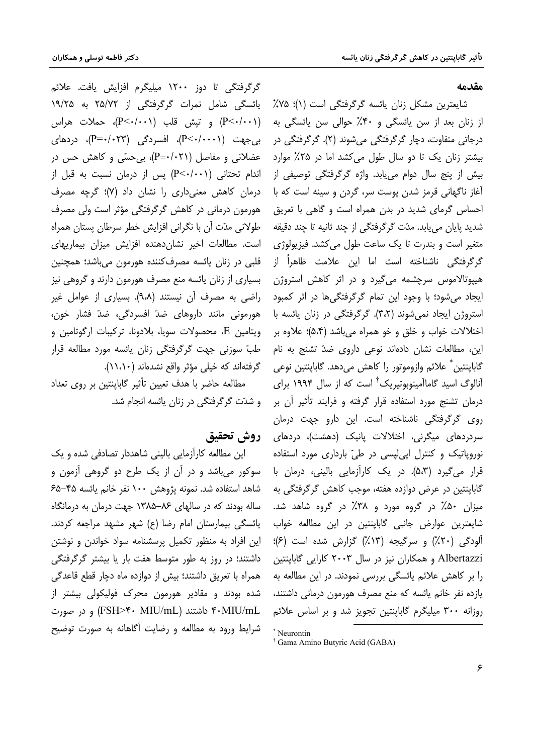## مقدمه

شایعترین مشکل زنان یائسه گرگرفتگی است (۱)؛ ۷۵٪ از زنان بعد از سن یائسگی و ۴۰٪ حوالی سن یائسگی به درجاتی متفاوت، دچار گرگرفتگی می‌شوند (۲). گرگرفتگی در بیشتر زنان یک تا دو سال طول می‌کشد اما در ۲۵٪ موارد بیش از پنج سال دوام می‌یابد. واژه گرگرفتگی توصیفی از آغاز ناگهانی قرمز شدن پوست سر، گردن و سینه است که با احساس گرمای شدید در بدن همراه است و گاهی با تعریق شدید پایان می‌یابد. مدّت گرگرفتگی از چند ثانیه تا چند دقیقه متغیر است و بندرت تا یک ساعت طول می‌کشد. فیزیولوژی گرگرفتگی ناشناخته است اما این علامت ظاهراً از هیپوتالاموس سرچشمه می‌گیرد و در اثر کاهش استروژن ایجاد می‌شود؛ با وجود این تمام گرگرفتگی‌ها در اثر کمبود استروژن ایجاد نمی‌شوند (۳،۲). گرگرفتگی در زنان یائسه با اختلالات خواب و خلق و خو همراه می‌باشد (۵،۴)؛ علاوه بر این، مطالعات نشان داده‌اند نوعی داروی ضدّ تشنج به نام گاباپنتین* علائم وازوموتور را کاهش می‌دهد. گاباپنتین نوعی آنالوگ اسید گاماآمینوبوتیریک† است که از سال ۱۹۹۴ برای درمان تشنج مورد استفاده قرار گرفته و فرایند تأثیر آن بر روی گرگرفتگی ناشناخته است. این دارو جهت درمان سردردهای میگرنی، اختلالات پانیک (دهشت)، دردهای نوروپاتیک و کنترل اپی‌لپسی در طیّ بارداری مورد استفاده قرار می‌گیرد (۵،۳). در یک کارآزمایی بالینی، درمان با گاباپنتین در عرض دوازده هفته، موجب کاهش گرگرفتگی به میزان ۵۰٪ در گروه مورد و ۳۸٪ در گروه شاهد شد. شایعترین عوارض جانبی گاباپنتین در این مطالعه خواب آلودگی (۲۰٪) و سرگیجه (۱۳٪) گزارش شده است (۶)؛ Albertazzi و همکاران نیز در سال ۲۰۰۳ کارایی گاباپنتین را بر کاهش علائم یائسگی بررسی نمودند. در این مطالعه به یازده نفر خانم یائسه که منع مصرف هورمون درمانی داشتند، روزانه ۳۰۰ میلیگرم گاباپنتین تجویز شد و بر اساس علائم گرگرفتگی تا دوز ۱۲۰۰ میلیگرم افزایش یافت. علائم یائسگی شامل نمرات گرگرفتگی از ۲۵/۷۲ به ۱۹/۲۵ ($P<0/001$) و تپش قلب ($P<0/001$)، حملات هراس بی‌جهت ($P<0/0001$)، افسردگی ($P=0/023$)، دردهای عضلانی و مفاصل ($P=0/021$)، بی‌حسّی و کاهش حس در اندام تحتانی ($P<0/001$) پس از درمان نسبت به قبل از درمان کاهش معنی‌داری را نشان داد (۷)؛ گرچه مصرف هورمون درمانی در کاهش گرگرفتگی مؤثر است ولی مصرف طولانی مدّت آن با نگرانی افزایش خطر سرطان پستان همراه است. مطالعات اخیر نشان‌دهنده افزایش میزان بیماریهای قلبی در زنان یائسه مصرف‌کننده هورمون می‌باشد؛ همچنین بسیاری از زنان یائسه منع مصرف هورمون دارند و گروهی نیز راضی به مصرف آن نیستند (۹،۸). بسیاری از عوامل غیر هورمونی مانند داروهای ضدّ افسردگی، ضدّ فشار خون، ویتامین E، محصولات سویا، بلادونا، ترکیبات ارگوتامین و طبّ سوزنی جهت گرگرفتگی زنان یائسه مورد مطالعه قرار گرفته‌اند که خیلی مؤثر واقع نشده‌اند (۱۱،۱۰).

مطالعه حاضر با هدف تعیین تأثیر گاباپنتین بر روی تعداد و شدّت گرگرفتگی در زنان یائسه انجام شد.

## روش تحقیق

این مطالعه کارآزمایی بالینی شاهددار تصادفی شده و یک سوکور می‌باشد و در آن از یک طرح دو گروهی آزمون و شاهد استفاده شد. نمونه پژوهش ۱۰۰ نفر خانم یائسه ۶۵-۴۵ ساله بودند که در سالهای ۸۶-۱۳۸۵ جهت درمان به درمانگاه یائسگی بیمارستان امام رضا (ع) شهر مشهد مراجعه کردند. این افراد به منظور تکمیل پرسشنامه سواد خواندن و نوشتن داشتند؛ در روز به طور متوسط هفت بار یا بیشتر گرگرفتگی همراه با تعریق داشتند؛ بیش از دوازده ماه دچار قطع قاعدگی شده بودند و مقادیر هورمون محرک فولیکولی بیشتر از 40MIU/mL (FSH>40 MIU/mL) داشتند و در صورت شرایط ورود به مطالعه و رضایت آگاهانه به صورت توضیح

---

* Neurontin
† Gama Amino Butyric Acid (GABA)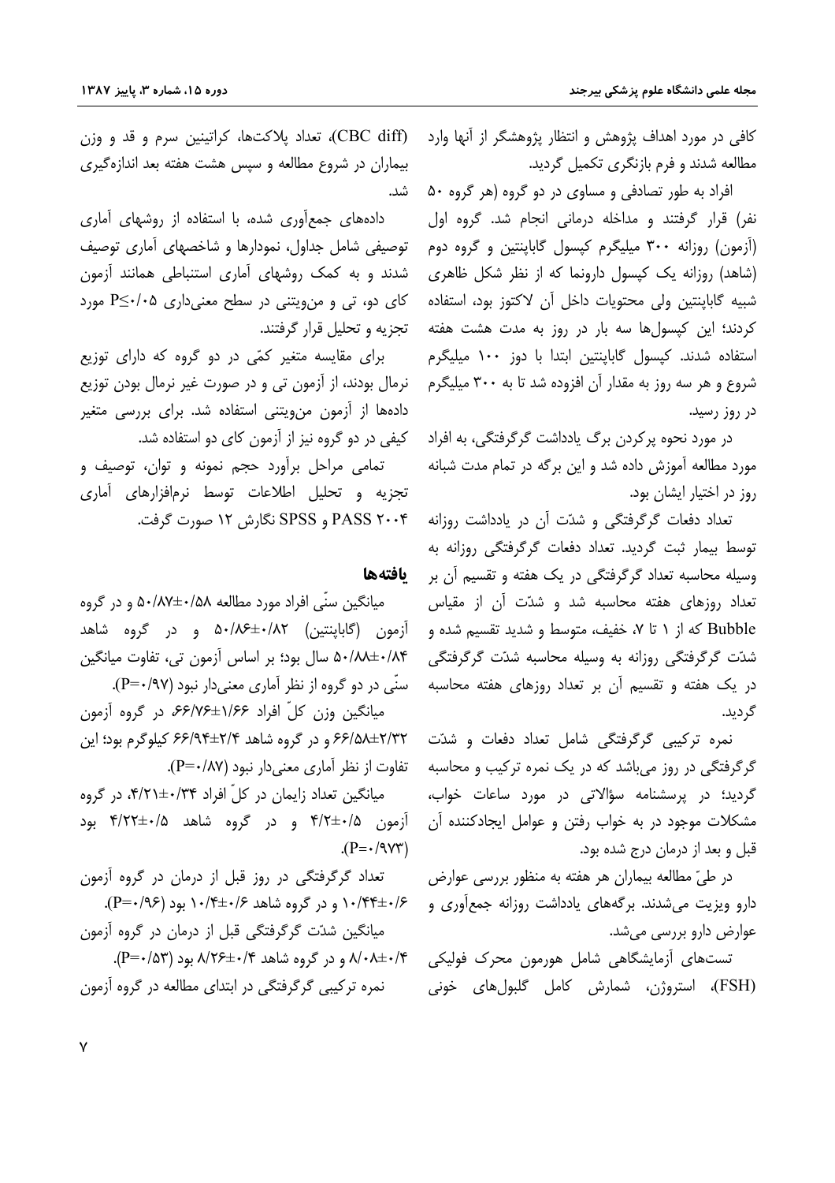کافی در مورد اهداف پژوهش و انتظار پژوهشگر از آنها وارد مطالعه شدند و فرم بازنگری تکمیل گردید.

افراد به طور تصادفی و مساوی در دو گروه (هر گروه ۵۰ نفر) قرار گرفتند و مداخله درمانی انجام شد. گروه اول (آزمون) روزانه ۳۰۰ میلیگرم کپسول گاباپنتین و گروه دوم (شاهد) روزانه یک کپسول دارونما که از نظر شکل ظاهری شبیه گاباپنتین ولی محتویات داخل آن لاکتوز بود، استفاده کردند؛ این کپسول‌ها سه بار در روز به مدت هشت هفته استفاده شدند. کپسول گاباپنتین ابتدا با دوز ۱۰۰ میلیگرم شروع و هر سه روز به مقدار آن افزوده شد تا به ۳۰۰ میلیگرم در روز رسید.

در مورد نحوه پرکردن برگ یادداشت گرگرفتگی، به افراد مورد مطالعه آموزش داده شد و این برگه در تمام مدت شبانه روز در اختیار ایشان بود.

تعداد دفعات گرگرفتگی و شدّت آن در یادداشت روزانه توسط بیمار ثبت گردید. تعداد دفعات گرگرفتگی روزانه به وسیله محاسبه تعداد گرگرفتگی در یک هفته و تقسیم آن بر تعداد روزهای هفته محاسبه شد و شدّت آن از مقیاس Bubble که از ۱ تا ۷، خفیف، متوسط و شدید تقسیم شده و شدّت گرگرفتگی روزانه به وسیله محاسبه شدّت گرگرفتگی در یک هفته و تقسیم آن بر تعداد روزهای هفته محاسبه گردید.

نمره ترکیبی گرگرفتگی شامل تعداد دفعات و شدّت گرگرفتگی در روز می‌باشد که در یک نمره ترکیب و محاسبه گردید؛ در پرسشنامه سؤالاتی در مورد ساعات خواب، مشکلات موجود در به خواب رفتن و عوامل ایجادکننده آن قبل و بعد از درمان درج شده بود.

در طیّ مطالعه بیماران هر هفته به منظور بررسی عوارض دارو ویزیت می‌شدند. برگه‌های یادداشت روزانه جمع‌آوری و عوارض دارو بررسی می‌شد.

تست‌های آزمایشگاهی شامل هورمون محرک فولیکی (FSH)، استروژن، شمارش کامل گلبول‌های خونی (CBC diff)، تعداد پلاکت‌ها، کراتینین سرم و قد و وزن بیماران در شروع مطالعه و سپس هشت هفته بعد اندازه‌گیری شد.

داده‌های جمع‌آوری شده، با استفاده از روشهای آماری توصیفی شامل جداول، نمودارها و شاخصهای آماری توصیف شدند و به کمک روشهای آماری استنباطی همانند آزمون کای دو، تی و من‌ویتنی در سطح معنی‌داری $P \leq 0.05$ مورد تجزیه و تحلیل قرار گرفتند.

برای مقایسه متغیر کمّی در دو گروه که دارای توزیع نرمال بودند، از آزمون تی و در صورت غیر نرمال بودن توزیع داده‌ها از آزمون من‌ویتنی استفاده شد. برای بررسی متغیر کیفی در دو گروه نیز از آزمون کای دو استفاده شد.

تمامی مراحل برآورد حجم نمونه و توان، توصیف و تجزیه و تحلیل اطلاعات توسط نرم‌افزارهای آماری PASS ۲۰۰۴ و SPSS نگارش ۱۲ صورت گرفت.

## یافته‌ها

میانگین سنّی افراد مورد مطالعه ۵۰/۸۷±۰/۵۸ و در گروه آزمون (گاباپنتین) ۵۰/۸۶±۰/۸۲ و در گروه شاهد ۵۰/۸۸±۰/۸۴ سال بود؛ بر اساس آزمون تی، تفاوت میانگین سنّی در دو گروه از نظر آماری معنی‌دار نبود (P=۰/۹۷).

میانگین وزن کلّ افراد ۶۶/۷۶±۱/۶۶، در گروه آزمون ۶۶/۵۸±۲/۳۲ و در گروه شاهد ۶۶/۹۴±۲/۴ کیلوگرم بود؛ این تفاوت از نظر آماری معنی‌دار نبود (P=۰/۸۷).

میانگین تعداد زایمان در کلّ افراد ۴/۲۱±۰/۳۴، در گروه آزمون ۴/۲±۰/۵ و در گروه شاهد ۴/۲۲±۰/۵ بود (P=۰/۹۷۳).

تعداد گرگرفتگی در روز قبل از درمان در گروه آزمون ۱۰/۴۴±۰/۶ و در گروه شاهد ۱۰/۴±۰/۶ بود (P=۰/۹۶).

میانگین شدّت گرگرفتگی قبل از درمان در گروه آزمون ۸/۰۸±۰/۴ و در گروه شاهد ۸/۲۶±۰/۴ بود (P=۰/۵۳).

نمره ترکیبی گرگرفتگی در ابتدای مطالعه در گروه آزمون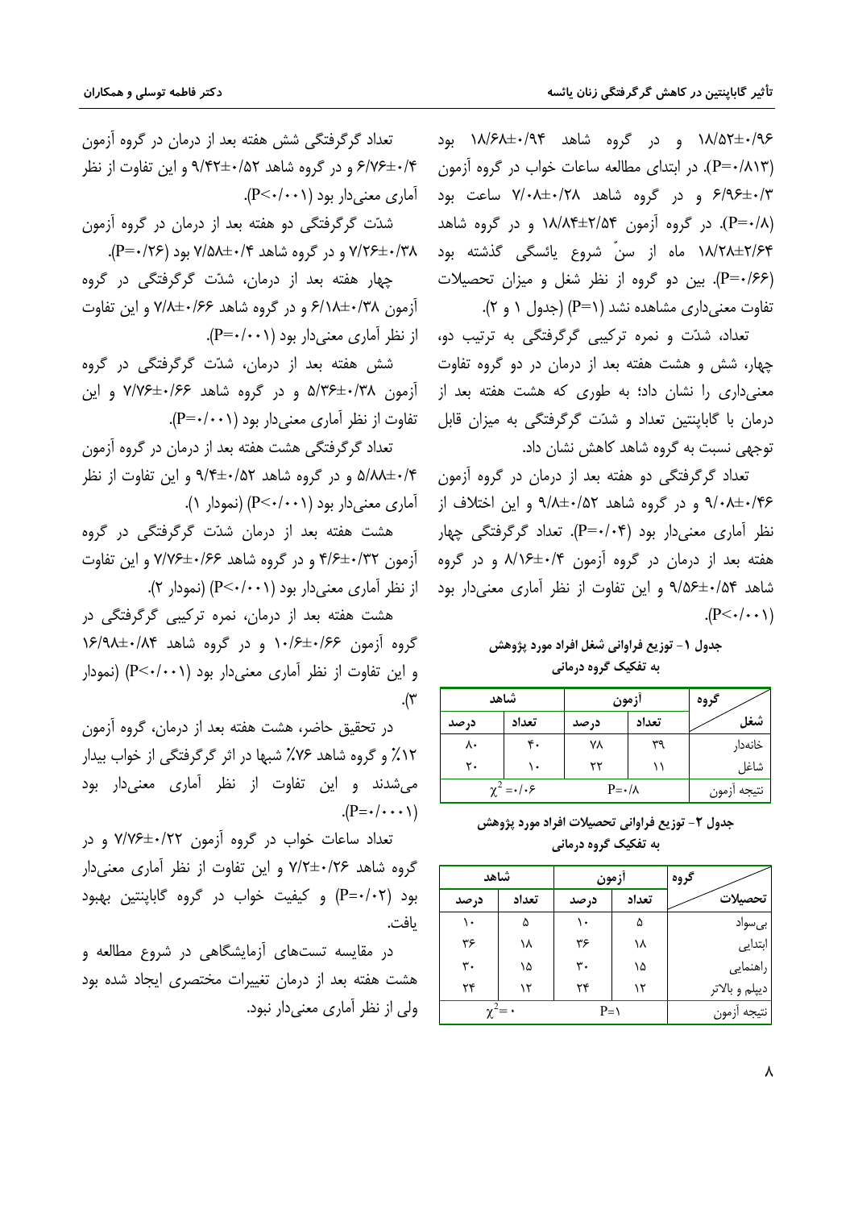۱۸/۵۲±۰/۹۶ و در گروه شاهد ۱۸/۶۸±۰/۹۴ بود (P=۰/۸۱۳). در ابتدای مطالعه ساعات خواب در گروه آزمون ۶/۹۶±۰/۳ و در گروه شاهد ۷/۰۸±۰/۲۸ ساعت بود (P=۰/۸). در گروه آزمون ۱۸/۸۴±۲/۵۴ و در گروه شاهد ۱۸/۲۸±۲/۶۴ ماه از سنّ شروع یائسگی گذشته بود (P=۰/۶۶). بین دو گروه از نظر شغل و میزان تحصیلات تفاوت معنی‌داری مشاهده نشد (P=۱) (جدول ۱ و ۲).

تعداد، شدّت و نمره ترکیبی گرگرفتگی به ترتیب دو، چهار، شش و هشت هفته بعد از درمان در دو گروه تفاوت معنی‌داری را نشان داد؛ به طوری که هشت هفته بعد از درمان با گاباپنتین تعداد و شدّت گرگرفتگی به میزان قابل توجهی نسبت به گروه شاهد کاهش نشان داد.

تعداد گرگرفتگی دو هفته بعد از درمان در گروه آزمون ۹/۰۸±۰/۴۶ و در گروه شاهد ۹/۸±۰/۵۲ و این اختلاف از نظر آماری معنی‌دار بود (P=۰/۰۴). تعداد گرگرفتگی چهار هفته بعد از درمان در گروه آزمون ۸/۱۶±۰/۴ و در گروه شاهد ۹/۵۶±۰/۵۴ و این تفاوت از نظر آماری معنی‌دار بود (P<۰/۰۰۱).

**جدول ۱- توزیع فراوانی شغل افراد مورد پژوهش به تفکیک گروه درمانی**

| شغل \ گروه | آزمون | | شاهد | |
|---|---|---|---|---|
| | تعداد | درصد | تعداد | درصد |
| خانه‌دار | ۳۹ | ۷۸ | ۴۰ | ۸۰ |
| شاغل | ۱۱ | ۲۲ | ۱۰ | ۲۰ |
| نتیجه آزمون | $P=۰/۸$ | | $\chi^2=۰/۰۶$ | |

**جدول ۲- توزیع فراوانی تحصیلات افراد مورد پژوهش به تفکیک گروه درمانی**

| تحصیلات \ گروه | آزمون | | شاهد | |
|---|---|---|---|---|
| | تعداد | درصد | تعداد | درصد |
| بی‌سواد | ۵ | ۱۰ | ۵ | ۱۰ |
| ابتدایی | ۱۸ | ۳۶ | ۱۸ | ۳۶ |
| راهنمایی | ۱۵ | ۳۰ | ۱۵ | ۳۰ |
| دیپلم و بالاتر | ۱۲ | ۲۴ | ۱۲ | ۲۴ |
| نتیجه آزمون | $P=۱$ | | $\chi^2=۰$ | |

تعداد گرگرفتگی شش هفته بعد از درمان در گروه آزمون ۶/۷۶±۰/۴ و در گروه شاهد ۹/۴۲±۰/۵۲ و این تفاوت از نظر آماری معنی‌دار بود (P<۰/۰۰۱).

شدّت گرگرفتگی دو هفته بعد از درمان در گروه آزمون ۷/۲۶±۰/۳۸ و در گروه شاهد ۷/۵۸±۰/۴ بود (P=۰/۲۶).

چهار هفته بعد از درمان، شدّت گرگرفتگی در گروه آزمون ۶/۱۸±۰/۳۸ و در گروه شاهد ۷/۸±۰/۶۶ و این تفاوت از نظر آماری معنی‌دار بود (P=۰/۰۰۱).

شش هفته بعد از درمان، شدّت گرگرفتگی در گروه آزمون ۵/۳۶±۰/۳۸ و در گروه شاهد ۷/۷۶±۰/۶۶ و این تفاوت از نظر آماری معنی‌دار بود (P=۰/۰۰۱).

تعداد گرگرفتگی هشت هفته بعد از درمان در گروه آزمون ۵/۸۸±۰/۴ و در گروه شاهد ۹/۴±۰/۵۲ و این تفاوت از نظر آماری معنی‌دار بود (P<۰/۰۰۱) (نمودار ۱).

هشت هفته بعد از درمان شدّت گرگرفتگی در گروه آزمون ۴/۶±۰/۳۲ و در گروه شاهد ۷/۷۶±۰/۶۶ و این تفاوت از نظر آماری معنی‌دار بود (P<۰/۰۰۱) (نمودار ۲).

هشت هفته بعد از درمان، نمره ترکیبی گرگرفتگی در گروه آزمون ۱۰/۶±۰/۶۶ و در گروه شاهد ۱۶/۹۸±۰/۸۴ و این تفاوت از نظر آماری معنی‌دار بود (P<۰/۰۰۱) (نمودار ۳).

در تحقیق حاضر، هشت هفته بعد از درمان، گروه آزمون ۱۲٪ و گروه شاهد ۷۶٪ شبها در اثر گرگرفتگی از خواب بیدار می‌شدند و این تفاوت از نظر آماری معنی‌دار بود (P=۰/۰۰۰۱).

تعداد ساعات خواب در گروه آزمون ۷/۷۶±۰/۲۲ و در گروه شاهد ۷/۲±۰/۲۶ و این تفاوت از نظر آماری معنی‌دار بود (P=۰/۰۲) و کیفیت خواب در گروه گاباپنتین بهبود یافت.

در مقایسه تست‌های آزمایشگاهی در شروع مطالعه و هشت هفته بعد از درمان تغییرات مختصری ایجاد شده بود ولی از نظر آماری معنی‌دار نبود.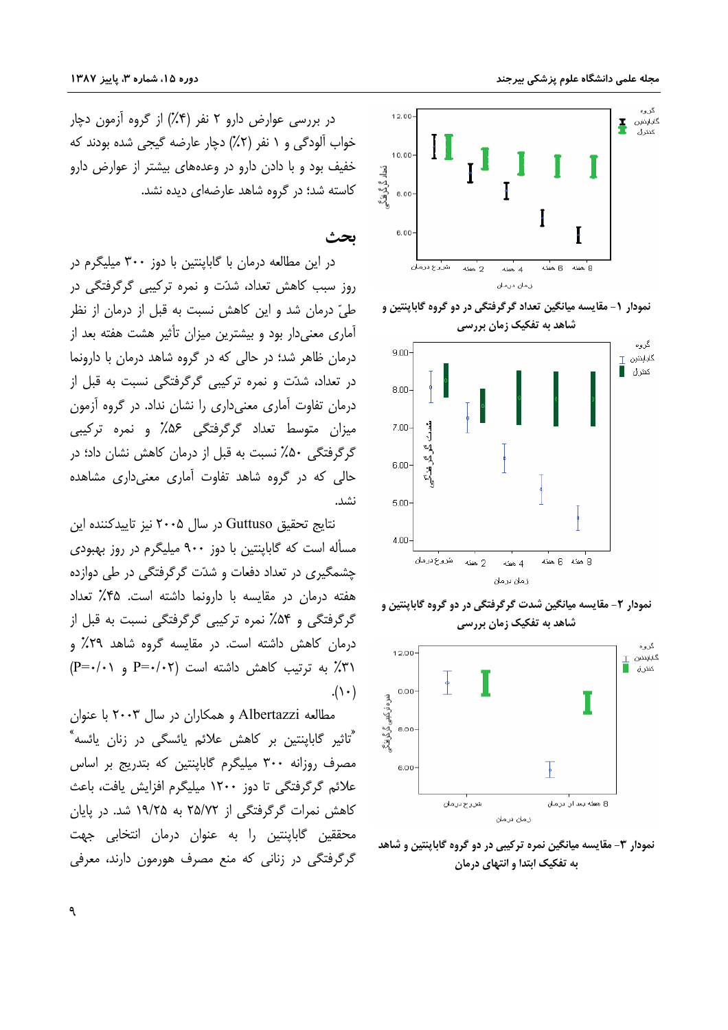نمودار ۱- مقایسه میانگین تعداد گرگرفتگی در دو گروه گاباپنتین و شاهد به تفکیک زمان بررسی

نمودار ۲- مقایسه میانگین شدت گرگرفتگی در دو گروه گاباپنتین و شاهد به تفکیک زمان بررسی

نمودار ۳- مقایسه میانگین نمره ترکیبی در دو گروه گاباپنتین و شاهد به تفکیک ابتدا و انتهای درمان

در بررسی عوارض دارو ۲ نفر (۴٪) از گروه آزمون دچار خواب آلودگی و ۱ نفر (۲٪) دچار عارضه گیجی شده بودند که خفیف بود و با دادن دارو در وعده‌های بیشتر از عوارض دارو کاسته شد؛ در گروه شاهد عارضه‌ای دیده نشد.

## بحث

در این مطالعه درمان با گاباپنتین با دوز ۳۰۰ میلیگرم در روز سبب کاهش تعداد، شدّت و نمره ترکیبی گرگرفتگی در طیّ درمان شد و این کاهش نسبت به قبل از درمان از نظر آماری معنی‌دار بود و بیشترین میزان تأثیر هشت هفته بعد از درمان ظاهر شد؛ در حالی که در گروه شاهد درمان با دارونما در تعداد، شدّت و نمره ترکیبی گرگرفتگی نسبت به قبل از درمان تفاوت آماری معنی‌داری را نشان نداد. در گروه آزمون میزان متوسط تعداد گرگرفتگی ۵۶٪ و نمره ترکیبی گرگرفتگی ۵۰٪ نسبت به قبل از درمان کاهش نشان داد؛ در حالی که در گروه شاهد تفاوت آماری معنی‌داری مشاهده نشد.

نتایج تحقیق Guttuso در سال ۲۰۰۵ نیز تاییدکننده این مسأله است که گاباپنتین با دوز ۹۰۰ میلیگرم در روز بهبودی چشمگیری در تعداد دفعات و شدّت گرگرفتگی در طی دوازده هفته درمان در مقایسه با دارونما داشته است. ۴۵٪ تعداد گرگرفتگی و ۵۴٪ نمره ترکیبی گرگرفتگی نسبت به قبل از درمان کاهش داشته است. در مقایسه گروه شاهد ۲۹٪ و ۳۱٪ به ترتیب کاهش داشته است (P=۰/۰۲ و P=۰/۰۱) (۱۰).

مطالعه Albertazzi و همکاران در سال ۲۰۰۳ با عنوان "تاثیر گاباپنتین بر کاهش علائم یائسگی در زنان یائسه" مصرف روزانه ۳۰۰ میلیگرم گاباپنتین که بتدریج بر اساس علائم گرگرفتگی تا دوز ۱۲۰۰ میلیگرم افزایش یافت، باعث کاهش نمرات گرگرفتگی از ۲۵/۷۲ به ۱۹/۲۵ شد. در پایان محققین گاباپنتین را به عنوان درمان انتخابی جهت گرگرفتگی در زنانی که منع مصرف هورمون دارند، معرفی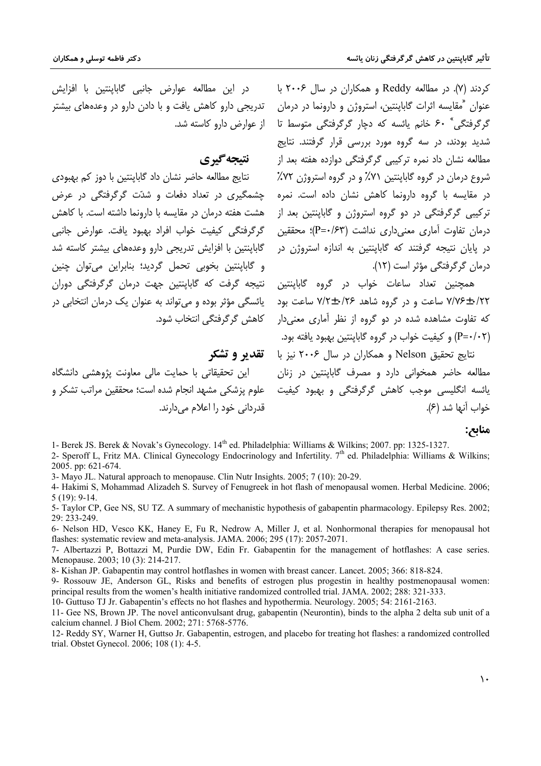کردند (۷). در مطالعه Reddy و همکاران در سال ۲۰۰۶ با عنوان "مقایسه اثرات گاباپنتین، استروژن و دارونما در درمان گرگرفتگی" ۶۰ خانم یائسه که دچار گرگرفتگی متوسط تا شدید بودند، در سه گروه مورد بررسی قرار گرفتند. نتایج مطالعه نشان داد نمره ترکیبی گرگرفتگی دوازده هفته بعد از شروع درمان در گروه گاباپنتین ۷۱٪ و در گروه استروژن ۷۲٪ در مقایسه با گروه دارونما کاهش نشان داده است. نمره ترکیبی گرگرفتگی در دو گروه استروژن و گاباپنتین بعد از درمان تفاوت آماری معنی‌داری نداشت (P=۰/۶۳)؛ محققین در پایان نتیجه گرفتند که گاباپنتین به اندازه استروژن در درمان گرگرفتگی مؤثر است (۱۲).

همچنین تعداد ساعات خواب در گروه گاباپنتین ۷/۷۶±۰/۲۲ ساعت و در گروه شاهد ۷/۲±۰/۲۶ ساعت بود که تفاوت مشاهده شده در دو گروه از نظر آماری معنی‌دار (P=۰/۰۲) و کیفیت خواب در گروه گاباپنتین بهبود یافته بود.

نتایج تحقیق Nelson و همکاران در سال ۲۰۰۶ نیز با مطالعه حاضر همخوانی دارد و مصرف گاباپنتین در زنان یائسه انگلیسی موجب کاهش گرگرفتگی و بهبود کیفیت خواب آنها شد (۶).

در این مطالعه عوارض جانبی گاباپنتین با افزایش تدریجی دارو کاهش یافت و با دادن دارو در وعده‌های بیشتر از عوارض دارو کاسته شد.

## نتیجه‌گیری

نتایج مطالعه حاضر نشان داد گاباپنتین با دوز کم بهبودی چشمگیری در تعداد دفعات و شدّت گرگرفتگی در عرض هشت هفته درمان در مقایسه با دارونما داشته است. با کاهش گرگرفتگی کیفیت خواب افراد بهبود یافت. عوارض جانبی گاباپنتین با افزایش تدریجی دارو وعده‌های بیشتر کاسته شد و گاباپنتین بخوبی تحمل گردید؛ بنابراین می‌توان چنین نتیجه گرفت که گاباپنتین جهت درمان گرگرفتگی دوران یائسگی مؤثر بوده و می‌تواند به عنوان یک درمان انتخابی در کاهش گرگرفتگی انتخاب شود.

## تقدیر و تشکر

این تحقیقاتی با حمایت مالی معاونت پژوهشی دانشگاه علوم پزشکی مشهد انجام شده است؛ محققین مراتب تشکر و قدردانی خود را اعلام می‌دارند.

## منابع:

1- Berek JS. Berek & Novak's Gynecology. 14th ed. Philadelphia: Williams & Wilkins; 2007. pp: 1325-1327.

2- Speroff L, Fritz MA. Clinical Gynecology Endocrinology and Infertility. 7th ed. Philadelphia: Williams & Wilkins; 2005. pp: 621-674.

3- Mayo JL. Natural approach to menopause. Clin Nutr Insights. 2005; 7 (10): 20-29.

4- Hakimi S, Mohammad Alizadeh S. Survey of Fenugreek in hot flash of menopausal women. Herbal Medicine. 2006; 5 (19): 9-14.

5- Taylor CP, Gee NS, SU TZ. A summary of mechanistic hypothesis of gabapentin pharmacology. Epilepsy Res. 2002; 29: 233-249.

6- Nelson HD, Vesco KK, Haney E, Fu R, Nedrow A, Miller J, et al. Nonhormonal therapies for menopausal hot flashes: systematic review and meta-analysis. JAMA. 2006; 295 (17): 2057-2071.

7- Albertazzi P, Bottazzi M, Purdie DW, Edin Fr. Gabapentin for the management of hotflashes: A case series. Menopause. 2003; 10 (3): 214-217.

8- Kishan JP. Gabapentin may control hotflashes in women with breast cancer. Lancet. 2005; 366: 818-824.

9- Rossouw JE, Anderson GL, Risks and benefits of estrogen plus progestin in healthy postmenopausal women: principal results from the women's health initiative randomized controlled trial. JAMA. 2002; 288: 321-333.

10- Guttuso TJ Jr. Gabapentin's effects no hot flashes and hypothermia. Neurology. 2005; 54: 2161-2163.

11- Gee NS, Brown JP. The novel anticonvulsant drug, gabapentin (Neurontin), binds to the alpha 2 delta sub unit of a calcium channel. J Biol Chem. 2002; 271: 5768-5776.

12- Reddy SY, Warner H, Guttso Jr. Gabapentin, estrogen, and placebo for treating hot flashes: a randomized controlled trial. Obstet Gynecol. 2006; 108 (1): 4-5.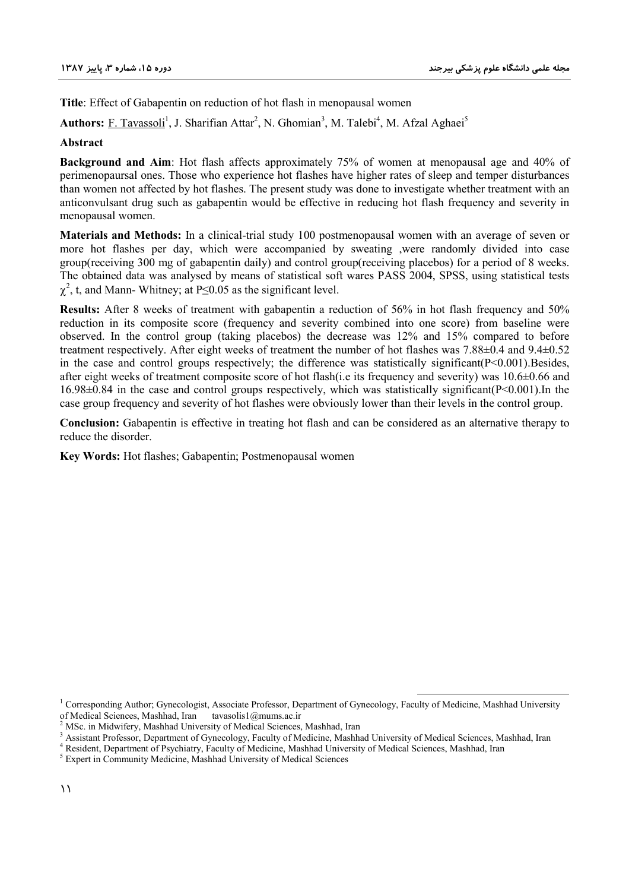**Title**: Effect of Gabapentin on reduction of hot flash in menopausal women

**Authors:** F. Tavassoli[1], J. Sharifian Attar[2], N. Ghomian[3], M. Talebi[4], M. Afzal Aghaei[5]

**Abstract**

**Background and Aim**: Hot flash affects approximately 75% of women at menopausal age and 40% of perimenopaursal ones. Those who experience hot flashes have higher rates of sleep and temper disturbances than women not affected by hot flashes. The present study was done to investigate whether treatment with an anticonvulsant drug such as gabapentin would be effective in reducing hot flash frequency and severity in menopausal women.

**Materials and Methods:** In a clinical-trial study 100 postmenopausal women with an average of seven or more hot flashes per day, which were accompanied by sweating ,were randomly divided into case group(receiving 300 mg of gabapentin daily) and control group(receiving placebos) for a period of 8 weeks. The obtained data was analysed by means of statistical soft wares PASS 2004, SPSS, using statistical tests $\chi^2$, t, and Mann- Whitney; at $P \leq 0.05$ as the significant level.

**Results:** After 8 weeks of treatment with gabapentin a reduction of 56% in hot flash frequency and 50% reduction in its composite score (frequency and severity combined into one score) from baseline were observed. In the control group (taking placebos) the decrease was 12% and 15% compared to before treatment respectively. After eight weeks of treatment the number of hot flashes was 7.88±0.4 and 9.4±0.52 in the case and control groups respectively; the difference was statistically significant($P<0.001$).Besides, after eight weeks of treatment composite score of hot flash(i.e its frequency and severity) was 10.6±0.66 and 16.98±0.84 in the case and control groups respectively, which was statistically significant($P<0.001$).In the case group frequency and severity of hot flashes were obviously lower than their levels in the control group.

**Conclusion:** Gabapentin is effective in treating hot flash and can be considered as an alternative therapy to reduce the disorder.

**Key Words:** Hot flashes; Gabapentin; Postmenopausal women

---

[1] Corresponding Author; Gynecologist, Associate Professor, Department of Gynecology, Faculty of Medicine, Mashhad University of Medical Sciences, Mashhad, Iran tavasolis1@mums.ac.ir

[2] MSc. in Midwifery, Mashhad University of Medical Sciences, Mashhad, Iran

[3] Assistant Professor, Department of Gynecology, Faculty of Medicine, Mashhad University of Medical Sciences, Mashhad, Iran

[4] Resident, Department of Psychiatry, Faculty of Medicine, Mashhad University of Medical Sciences, Mashhad, Iran

[5] Expert in Community Medicine, Mashhad University of Medical Sciences